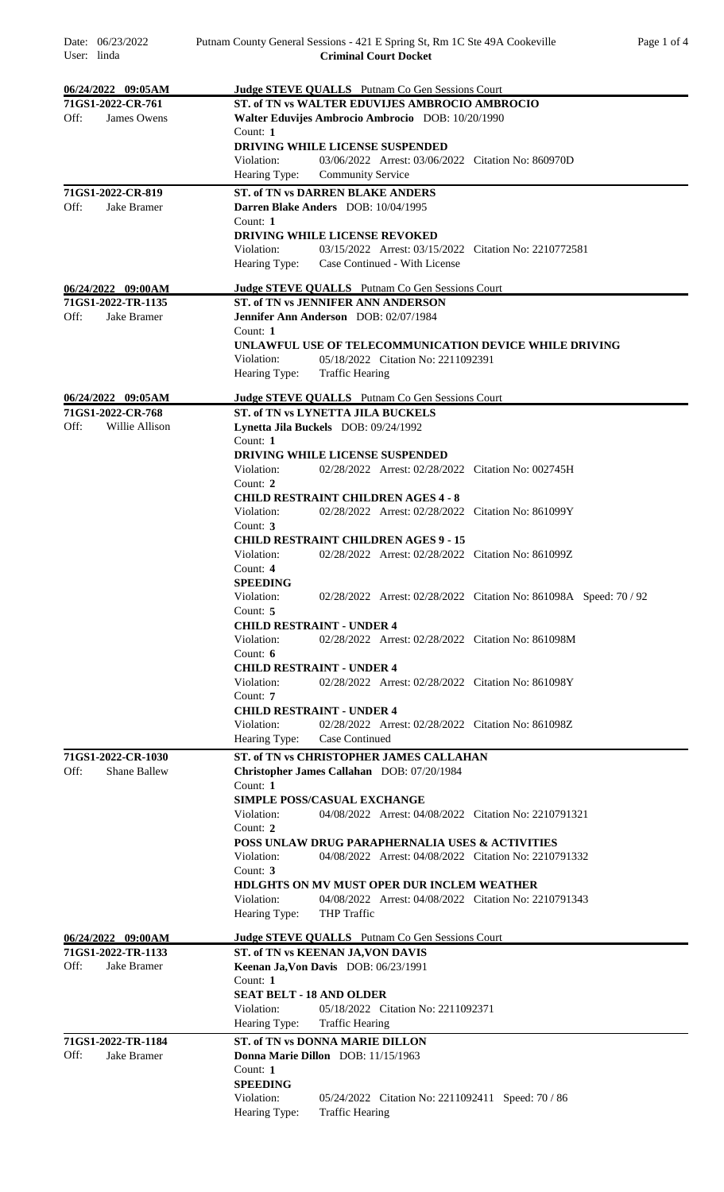Date: 06/23/2022
User: linda

Putnam County General Sessions - 421 E Spring St, Rm 1C Ste 49A Cookeville

**Criminal Court Docket**

**06/24/2022 09:05AM** — **Judge STEVE QUALLS** Putnam Co Gen Sessions Court

**71GS1-2022-CR-761**
Off: James Owens

**ST. of TN vs WALTER EDUVIJES AMBROCIO AMBROCIO**
**Walter Eduvijes Ambrocio Ambrocio** DOB: 10/20/1990
Count: **1**
**DRIVING WHILE LICENSE SUSPENDED**
Violation: 03/06/2022 Arrest: 03/06/2022 Citation No: 860970D
Hearing Type: Community Service

**71GS1-2022-CR-819**
Off: Jake Bramer

**ST. of TN vs DARREN BLAKE ANDERS**
**Darren Blake Anders** DOB: 10/04/1995
Count: **1**
**DRIVING WHILE LICENSE REVOKED**
Violation: 03/15/2022 Arrest: 03/15/2022 Citation No: 2210772581
Hearing Type: Case Continued - With License

**06/24/2022 09:00AM** — **Judge STEVE QUALLS** Putnam Co Gen Sessions Court

**71GS1-2022-TR-1135**
Off: Jake Bramer

**ST. of TN vs JENNIFER ANN ANDERSON**
**Jennifer Ann Anderson** DOB: 02/07/1984
Count: **1**
**UNLAWFUL USE OF TELECOMMUNICATION DEVICE WHILE DRIVING**
Violation: 05/18/2022 Citation No: 2211092391
Hearing Type: Traffic Hearing

**06/24/2022 09:05AM** — **Judge STEVE QUALLS** Putnam Co Gen Sessions Court

**71GS1-2022-CR-768**
Off: Willie Allison

**ST. of TN vs LYNETTA JILA BUCKELS**
**Lynetta Jila Buckels** DOB: 09/24/1992
Count: **1**
**DRIVING WHILE LICENSE SUSPENDED**
Violation: 02/28/2022 Arrest: 02/28/2022 Citation No: 002745H
Count: **2**
**CHILD RESTRAINT CHILDREN AGES 4 - 8**
Violation: 02/28/2022 Arrest: 02/28/2022 Citation No: 861099Y
Count: **3**
**CHILD RESTRAINT CHILDREN AGES 9 - 15**
Violation: 02/28/2022 Arrest: 02/28/2022 Citation No: 861099Z
Count: **4**
**SPEEDING**
Violation: 02/28/2022 Arrest: 02/28/2022 Citation No: 861098A Speed: 70 / 92
Count: **5**
**CHILD RESTRAINT - UNDER 4**
Violation: 02/28/2022 Arrest: 02/28/2022 Citation No: 861098M
Count: **6**
**CHILD RESTRAINT - UNDER 4**
Violation: 02/28/2022 Arrest: 02/28/2022 Citation No: 861098Y
Count: **7**
**CHILD RESTRAINT - UNDER 4**
Violation: 02/28/2022 Arrest: 02/28/2022 Citation No: 861098Z
Hearing Type: Case Continued

**71GS1-2022-CR-1030**
Off: Shane Ballew

**ST. of TN vs CHRISTOPHER JAMES CALLAHAN**
**Christopher James Callahan** DOB: 07/20/1984
Count: **1**
**SIMPLE POSS/CASUAL EXCHANGE**
Violation: 04/08/2022 Arrest: 04/08/2022 Citation No: 2210791321
Count: **2**
**POSS UNLAW DRUG PARAPHERNALIA USES & ACTIVITIES**
Violation: 04/08/2022 Arrest: 04/08/2022 Citation No: 2210791332
Count: **3**
**HDLGHTS ON MV MUST OPER DUR INCLEM WEATHER**
Violation: 04/08/2022 Arrest: 04/08/2022 Citation No: 2210791343
Hearing Type: THP Traffic

**06/24/2022 09:00AM** — **Judge STEVE QUALLS** Putnam Co Gen Sessions Court

**71GS1-2022-TR-1133**
Off: Jake Bramer

**ST. of TN vs KEENAN JA,VON DAVIS**
**Keenan Ja,Von Davis** DOB: 06/23/1991
Count: **1**
**SEAT BELT - 18 AND OLDER**
Violation: 05/18/2022 Citation No: 2211092371
Hearing Type: Traffic Hearing

**71GS1-2022-TR-1184**
Off: Jake Bramer

**ST. of TN vs DONNA MARIE DILLON**
**Donna Marie Dillon** DOB: 11/15/1963
Count: **1**
**SPEEDING**
Violation: 05/24/2022 Citation No: 2211092411 Speed: 70 / 86
Hearing Type: Traffic Hearing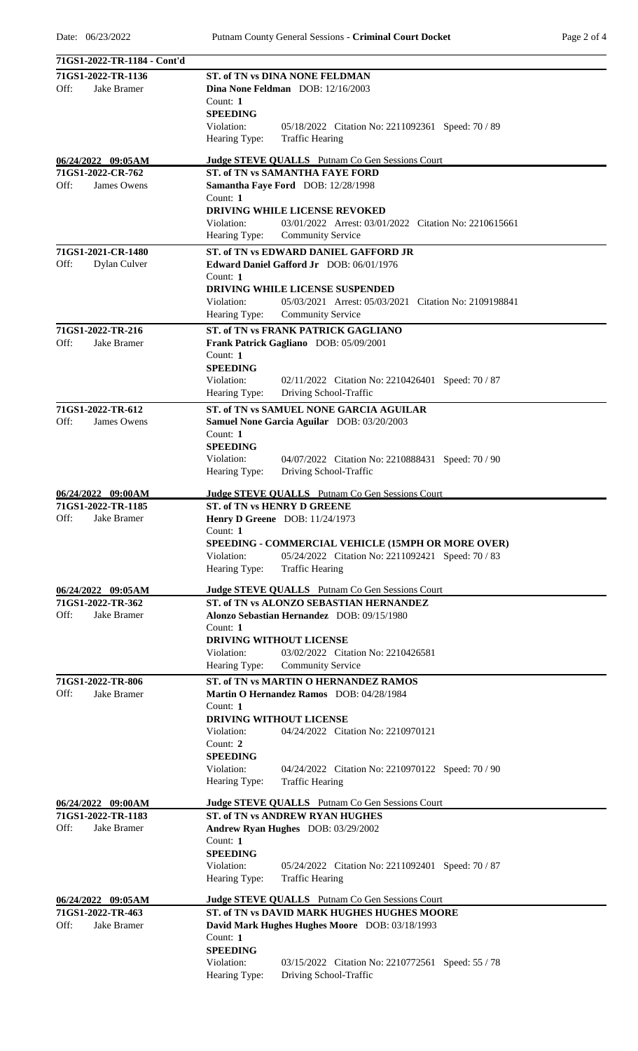**71GS1-2022-TR-1184 - Cont'd**

---

**71GS1-2022-TR-1136**
Off: Jake Bramer

**ST. of TN vs DINA NONE FELDMAN**
**Dina None Feldman** DOB: 12/16/2003
Count: **1**
**SPEEDING**
Violation: 05/18/2022 Citation No: 2211092361 Speed: 70 / 89
Hearing Type: Traffic Hearing

---

**06/24/2022 09:05AM** — **Judge STEVE QUALLS** Putnam Co Gen Sessions Court

**71GS1-2022-CR-762**
Off: James Owens

**ST. of TN vs SAMANTHA FAYE FORD**
**Samantha Faye Ford** DOB: 12/28/1998
Count: **1**
**DRIVING WHILE LICENSE REVOKED**
Violation: 03/01/2022 Arrest: 03/01/2022 Citation No: 2210615661
Hearing Type: Community Service

---

**71GS1-2021-CR-1480**
Off: Dylan Culver

**ST. of TN vs EDWARD DANIEL GAFFORD JR**
**Edward Daniel Gafford Jr** DOB: 06/01/1976
Count: **1**
**DRIVING WHILE LICENSE SUSPENDED**
Violation: 05/03/2021 Arrest: 05/03/2021 Citation No: 2109198841
Hearing Type: Community Service

---

**71GS1-2022-TR-216**
Off: Jake Bramer

**ST. of TN vs FRANK PATRICK GAGLIANO**
**Frank Patrick Gagliano** DOB: 05/09/2001
Count: **1**
**SPEEDING**
Violation: 02/11/2022 Citation No: 2210426401 Speed: 70 / 87
Hearing Type: Driving School-Traffic

---

**71GS1-2022-TR-612**
Off: James Owens

**ST. of TN vs SAMUEL NONE GARCIA AGUILAR**
**Samuel None Garcia Aguilar** DOB: 03/20/2003
Count: **1**
**SPEEDING**
Violation: 04/07/2022 Citation No: 2210888431 Speed: 70 / 90
Hearing Type: Driving School-Traffic

---

**06/24/2022 09:00AM** — **Judge STEVE QUALLS** Putnam Co Gen Sessions Court

**71GS1-2022-TR-1185**
Off: Jake Bramer

**ST. of TN vs HENRY D GREENE**
**Henry D Greene** DOB: 11/24/1973
Count: **1**
**SPEEDING - COMMERCIAL VEHICLE (15MPH OR MORE OVER)**
Violation: 05/24/2022 Citation No: 2211092421 Speed: 70 / 83
Hearing Type: Traffic Hearing

---

**06/24/2022 09:05AM** — **Judge STEVE QUALLS** Putnam Co Gen Sessions Court

**71GS1-2022-TR-362**
Off: Jake Bramer

**ST. of TN vs ALONZO SEBASTIAN HERNANDEZ**
**Alonzo Sebastian Hernandez** DOB: 09/15/1980
Count: **1**
**DRIVING WITHOUT LICENSE**
Violation: 03/02/2022 Citation No: 2210426581
Hearing Type: Community Service

---

**71GS1-2022-TR-806**
Off: Jake Bramer

**ST. of TN vs MARTIN O HERNANDEZ RAMOS**
**Martin O Hernandez Ramos** DOB: 04/28/1984
Count: **1**
**DRIVING WITHOUT LICENSE**
Violation: 04/24/2022 Citation No: 2210970121
Count: **2**
**SPEEDING**
Violation: 04/24/2022 Citation No: 2210970122 Speed: 70 / 90
Hearing Type: Traffic Hearing

---

**06/24/2022 09:00AM** — **Judge STEVE QUALLS** Putnam Co Gen Sessions Court

**71GS1-2022-TR-1183**
Off: Jake Bramer

**ST. of TN vs ANDREW RYAN HUGHES**
**Andrew Ryan Hughes** DOB: 03/29/2002
Count: **1**
**SPEEDING**
Violation: 05/24/2022 Citation No: 2211092401 Speed: 70 / 87
Hearing Type: Traffic Hearing

---

**06/24/2022 09:05AM** — **Judge STEVE QUALLS** Putnam Co Gen Sessions Court

**71GS1-2022-TR-463**
Off: Jake Bramer

**ST. of TN vs DAVID MARK HUGHES HUGHES MOORE**
**David Mark Hughes Hughes Moore** DOB: 03/18/1993
Count: **1**
**SPEEDING**
Violation: 03/15/2022 Citation No: 2210772561 Speed: 55 / 78
Hearing Type: Driving School-Traffic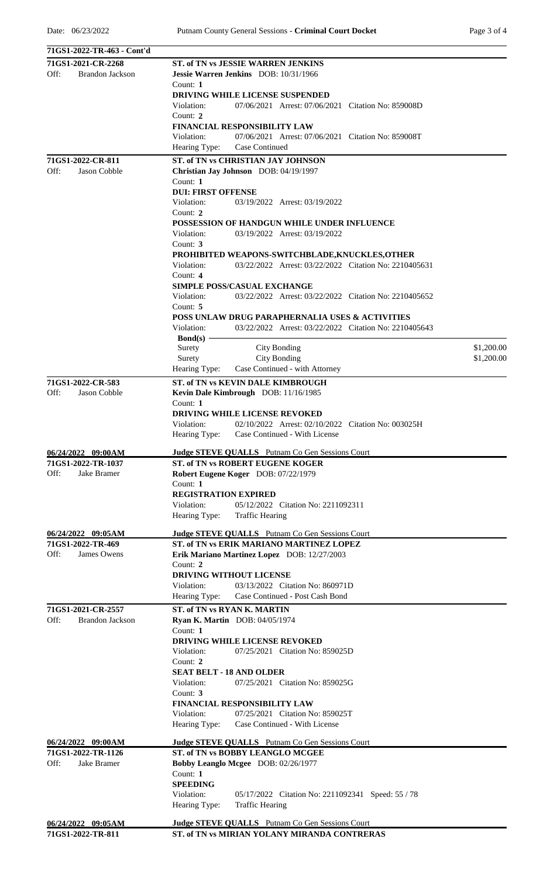**71GS1-2022-TR-463 - Cont'd**

---

**71GS1-2021-CR-2268** — Off: Brandon Jackson

**ST. of TN vs JESSIE WARREN JENKINS**

**Jessie Warren Jenkins** DOB: 10/31/1966

Count: **1**
**DRIVING WHILE LICENSE SUSPENDED**
Violation: 07/06/2021 Arrest: 07/06/2021 Citation No: 859008D

Count: **2**
**FINANCIAL RESPONSIBILITY LAW**
Violation: 07/06/2021 Arrest: 07/06/2021 Citation No: 859008T

Hearing Type: Case Continued

---

**71GS1-2022-CR-811** — Off: Jason Cobble

**ST. of TN vs CHRISTIAN JAY JOHNSON**

**Christian Jay Johnson** DOB: 04/19/1997

Count: **1**
**DUI: FIRST OFFENSE**
Violation: 03/19/2022 Arrest: 03/19/2022

Count: **2**
**POSSESSION OF HANDGUN WHILE UNDER INFLUENCE**
Violation: 03/19/2022 Arrest: 03/19/2022

Count: **3**
**PROHIBITED WEAPONS-SWITCHBLADE,KNUCKLES,OTHER**
Violation: 03/22/2022 Arrest: 03/22/2022 Citation No: 2210405631

Count: **4**
**SIMPLE POSS/CASUAL EXCHANGE**
Violation: 03/22/2022 Arrest: 03/22/2022 Citation No: 2210405652

Count: **5**
**POSS UNLAW DRUG PARAPHERNALIA USES & ACTIVITIES**
Violation: 03/22/2022 Arrest: 03/22/2022 Citation No: 2210405643

**Bond(s)**

| | | |
|---|---|---|
| Surety | City Bonding | $1,200.00 |
| Surety | City Bonding | $1,200.00 |

Hearing Type: Case Continued - with Attorney

---

**71GS1-2022-CR-583** — Off: Jason Cobble

**ST. of TN vs KEVIN DALE KIMBROUGH**

**Kevin Dale Kimbrough** DOB: 11/16/1985

Count: **1**
**DRIVING WHILE LICENSE REVOKED**
Violation: 02/10/2022 Arrest: 02/10/2022 Citation No: 003025H

Hearing Type: Case Continued - With License

---

**06/24/2022 09:00AM** — **Judge STEVE QUALLS** Putnam Co Gen Sessions Court

**71GS1-2022-TR-1037** — Off: Jake Bramer

**ST. of TN vs ROBERT EUGENE KOGER**

**Robert Eugene Koger** DOB: 07/22/1979

Count: **1**
**REGISTRATION EXPIRED**
Violation: 05/12/2022 Citation No: 2211092311

Hearing Type: Traffic Hearing

---

**06/24/2022 09:05AM** — **Judge STEVE QUALLS** Putnam Co Gen Sessions Court

**71GS1-2022-TR-469** — Off: James Owens

**ST. of TN vs ERIK MARIANO MARTINEZ LOPEZ**

**Erik Mariano Martinez Lopez** DOB: 12/27/2003

Count: **2**
**DRIVING WITHOUT LICENSE**
Violation: 03/13/2022 Citation No: 860971D

Hearing Type: Case Continued - Post Cash Bond

---

**71GS1-2021-CR-2557** — Off: Brandon Jackson

**ST. of TN vs RYAN K. MARTIN**

**Ryan K. Martin** DOB: 04/05/1974

Count: **1**
**DRIVING WHILE LICENSE REVOKED**
Violation: 07/25/2021 Citation No: 859025D

Count: **2**
**SEAT BELT - 18 AND OLDER**
Violation: 07/25/2021 Citation No: 859025G

Count: **3**
**FINANCIAL RESPONSIBILITY LAW**
Violation: 07/25/2021 Citation No: 859025T

Hearing Type: Case Continued - With License

---

**06/24/2022 09:00AM** — **Judge STEVE QUALLS** Putnam Co Gen Sessions Court

**71GS1-2022-TR-1126** — Off: Jake Bramer

**ST. of TN vs BOBBY LEANGLO MCGEE**

**Bobby Leanglo Mcgee** DOB: 02/26/1977

Count: **1**
**SPEEDING**
Violation: 05/17/2022 Citation No: 2211092341 Speed: 55 / 78

Hearing Type: Traffic Hearing

---

**06/24/2022 09:05AM** — **Judge STEVE QUALLS** Putnam Co Gen Sessions Court

**71GS1-2022-TR-811**

**ST. of TN vs MIRIAN YOLANY MIRANDA CONTRERAS**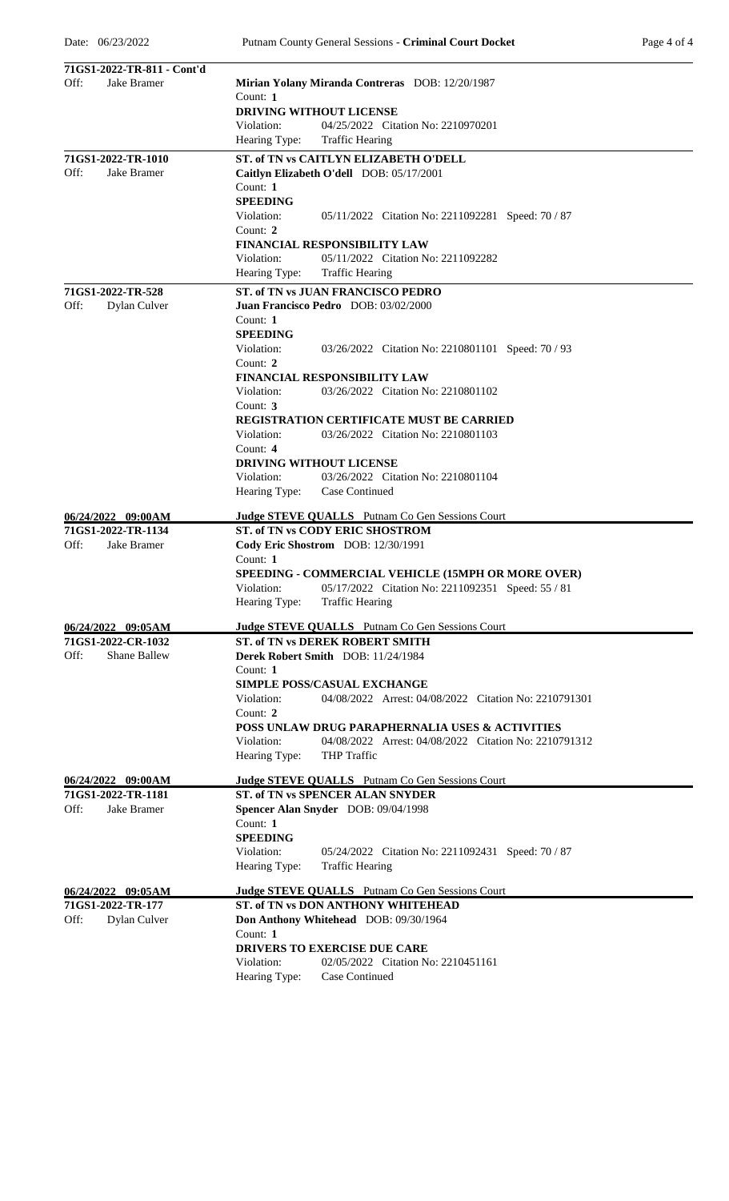**71GS1-2022-TR-811 - Cont'd**
Off: Jake Bramer

**Mirian Yolany Miranda Contreras** DOB: 12/20/1987
Count: **1**
**DRIVING WITHOUT LICENSE**
Violation: 04/25/2022 Citation No: 2210970201
Hearing Type: Traffic Hearing

---

**71GS1-2022-TR-1010**
Off: Jake Bramer

**ST. of TN vs CAITLYN ELIZABETH O'DELL**
**Caitlyn Elizabeth O'dell** DOB: 05/17/2001
Count: **1**
**SPEEDING**
Violation: 05/11/2022 Citation No: 2211092281 Speed: 70 / 87
Count: **2**
**FINANCIAL RESPONSIBILITY LAW**
Violation: 05/11/2022 Citation No: 2211092282
Hearing Type: Traffic Hearing

---

**71GS1-2022-TR-528**
Off: Dylan Culver

**ST. of TN vs JUAN FRANCISCO PEDRO**
**Juan Francisco Pedro** DOB: 03/02/2000
Count: **1**
**SPEEDING**
Violation: 03/26/2022 Citation No: 2210801101 Speed: 70 / 93
Count: **2**
**FINANCIAL RESPONSIBILITY LAW**
Violation: 03/26/2022 Citation No: 2210801102
Count: **3**
**REGISTRATION CERTIFICATE MUST BE CARRIED**
Violation: 03/26/2022 Citation No: 2210801103
Count: **4**
**DRIVING WITHOUT LICENSE**
Violation: 03/26/2022 Citation No: 2210801104
Hearing Type: Case Continued

---

**06/24/2022 09:00AM** — **Judge STEVE QUALLS** Putnam Co Gen Sessions Court

**71GS1-2022-TR-1134**
Off: Jake Bramer

**ST. of TN vs CODY ERIC SHOSTROM**
**Cody Eric Shostrom** DOB: 12/30/1991
Count: **1**
**SPEEDING - COMMERCIAL VEHICLE (15MPH OR MORE OVER)**
Violation: 05/17/2022 Citation No: 2211092351 Speed: 55 / 81
Hearing Type: Traffic Hearing

---

**06/24/2022 09:05AM** — **Judge STEVE QUALLS** Putnam Co Gen Sessions Court

**71GS1-2022-CR-1032**
Off: Shane Ballew

**ST. of TN vs DEREK ROBERT SMITH**
**Derek Robert Smith** DOB: 11/24/1984
Count: **1**
**SIMPLE POSS/CASUAL EXCHANGE**
Violation: 04/08/2022 Arrest: 04/08/2022 Citation No: 2210791301
Count: **2**
**POSS UNLAW DRUG PARAPHERNALIA USES & ACTIVITIES**
Violation: 04/08/2022 Arrest: 04/08/2022 Citation No: 2210791312
Hearing Type: THP Traffic

---

**06/24/2022 09:00AM** — **Judge STEVE QUALLS** Putnam Co Gen Sessions Court

**71GS1-2022-TR-1181**
Off: Jake Bramer

**ST. of TN vs SPENCER ALAN SNYDER**
**Spencer Alan Snyder** DOB: 09/04/1998
Count: **1**
**SPEEDING**
Violation: 05/24/2022 Citation No: 2211092431 Speed: 70 / 87
Hearing Type: Traffic Hearing

---

**06/24/2022 09:05AM** — **Judge STEVE QUALLS** Putnam Co Gen Sessions Court

**71GS1-2022-TR-177**
Off: Dylan Culver

**ST. of TN vs DON ANTHONY WHITEHEAD**
**Don Anthony Whitehead** DOB: 09/30/1964
Count: **1**
**DRIVERS TO EXERCISE DUE CARE**
Violation: 02/05/2022 Citation No: 2210451161
Hearing Type: Case Continued